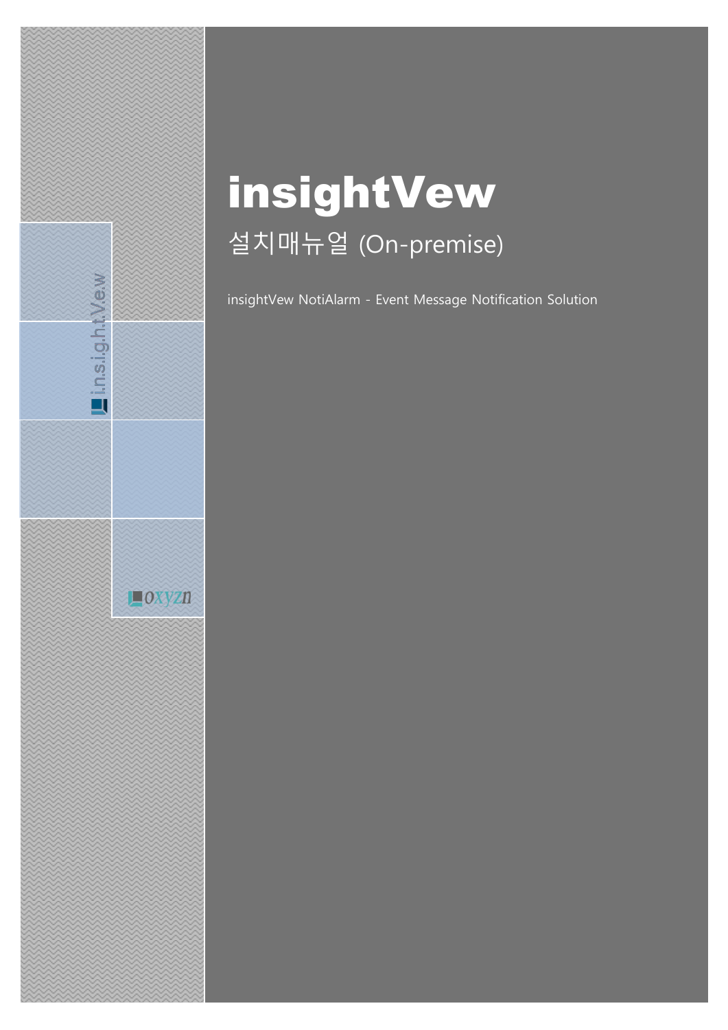# insightVew

## 설치매뉴얼 (On-premise)

insightVew NotiAlarm - Event Message Notification Solution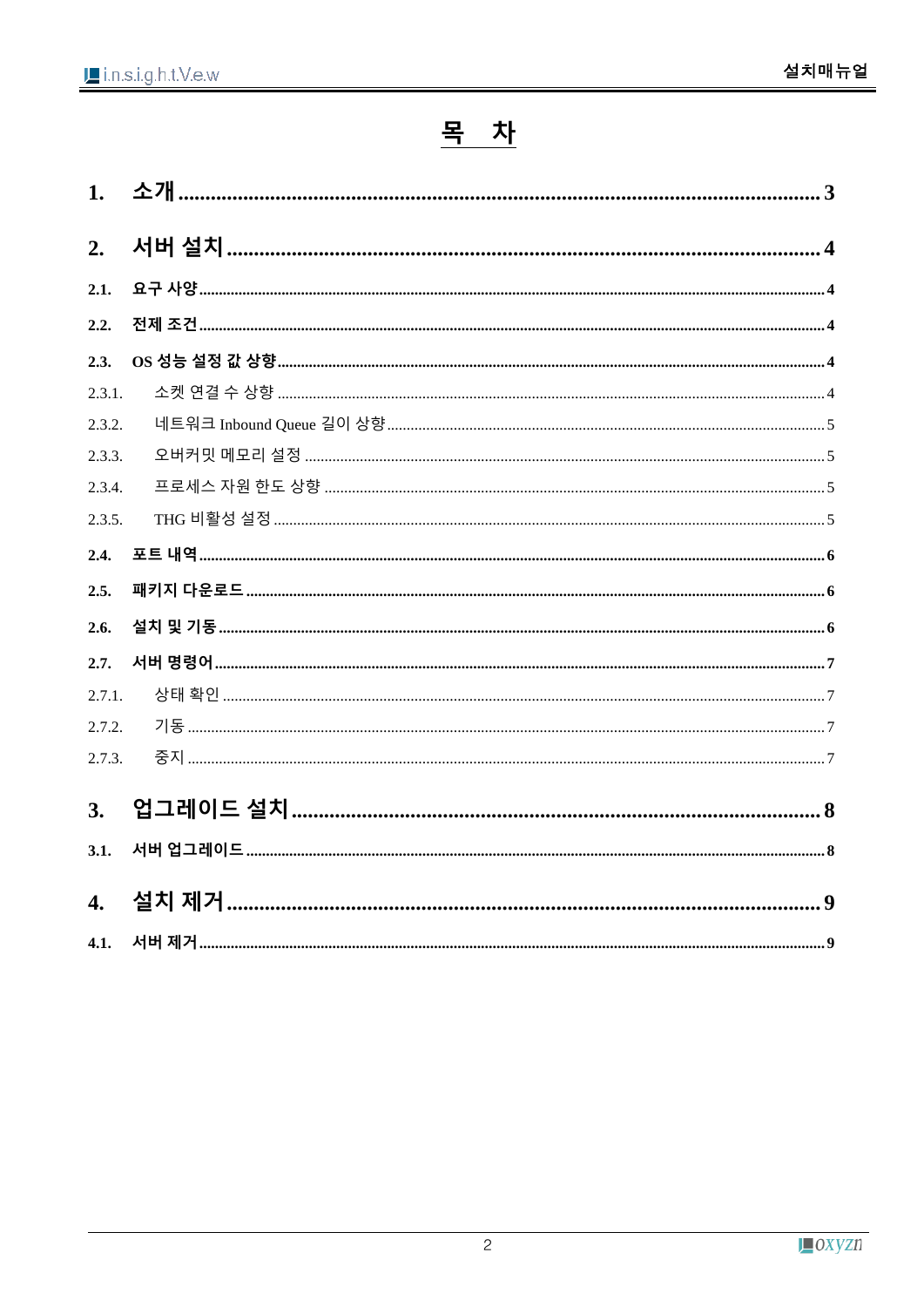# 목 차

**1. 소개 ........ 3**

**2. 서버 설치 ........ 4**

**2.1. 요구 사양 ........ 4**

**2.2. 전제 조건 ........ 4**

**2.3. OS 성능 설정 값 상향 ........ 4**

2.3.1. 소켓 연결 수 상향 ........ 4

2.3.2. 네트워크 Inbound Queue 길이 상향 ........ 5

2.3.3. 오버커밋 메모리 설정 ........ 5

2.3.4. 프로세스 자원 한도 상향 ........ 5

2.3.5. THG 비활성 설정 ........ 5

**2.4. 포트 내역 ........ 6**

**2.5. 패키지 다운로드 ........ 6**

**2.6. 설치 및 기동 ........ 6**

**2.7. 서버 명령어 ........ 7**

2.7.1. 상태 확인 ........ 7

2.7.2. 기동 ........ 7

2.7.3. 중지 ........ 7

**3. 업그레이드 설치 ........ 8**

**3.1. 서버 업그레이드 ........ 8**

**4. 설치 제거 ........ 9**

**4.1. 서버 제거 ........ 9**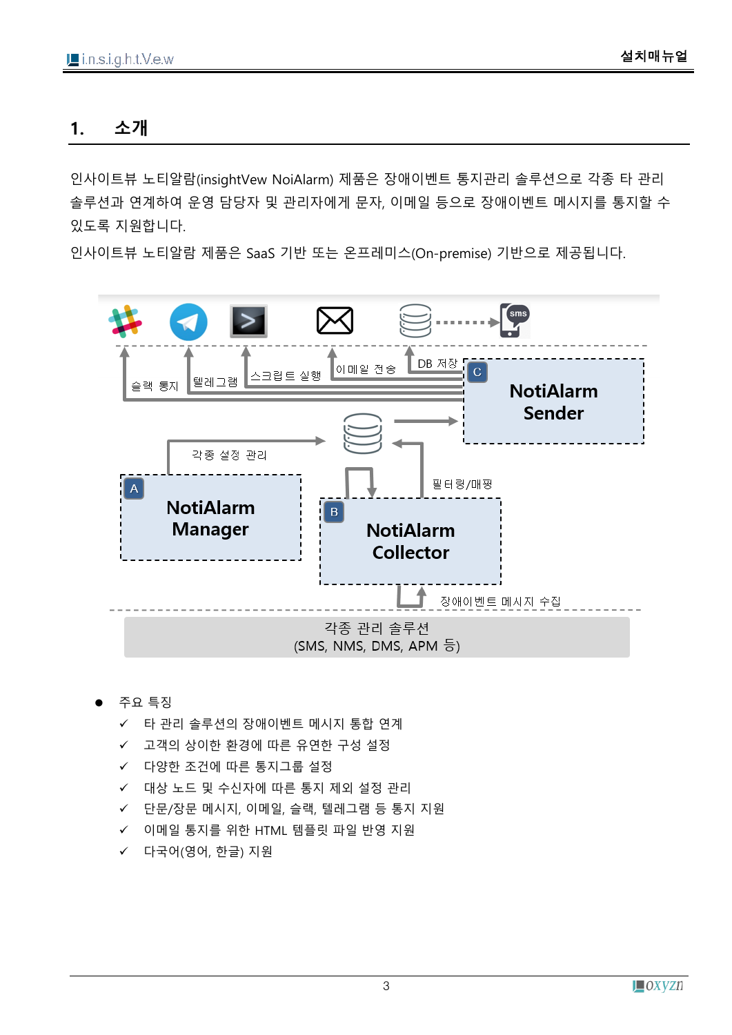## 1. 소개

인사이트뷰 노티알람(insightVew NoiAlarm) 제품은 장애이벤트 통지관리 솔루션으로 각종 타 관리 솔루션과 연계하여 운영 담당자 및 관리자에게 문자, 이메일 등으로 장애이벤트 메시지를 통지할 수 있도록 지원합니다.

인사이트뷰 노티알람 제품은 SaaS 기반 또는 온프레미스(On-premise) 기반으로 제공됩니다.

슬랙 통지 / 텔레그램 / 스크립트 실행 / 이메일 전송 / DB 저장

C NotiAlarm Sender

각종 설정 관리

A NotiAlarm Manager

필터링/매핑

B NotiAlarm Collector

장애이벤트 메시지 수집

각종 관리 솔루션
(SMS, NMS, DMS, APM 등)

- 주요 특징
  - ✓ 타 관리 솔루션의 장애이벤트 메시지 통합 연계
  - ✓ 고객의 상이한 환경에 따른 유연한 구성 설정
  - ✓ 다양한 조건에 따른 통지그룹 설정
  - ✓ 대상 노드 및 수신자에 따른 통지 제외 설정 관리
  - ✓ 단문/장문 메시지, 이메일, 슬랙, 텔레그램 등 통지 지원
  - ✓ 이메일 통지를 위한 HTML 템플릿 파일 반영 지원
  - ✓ 다국어(영어, 한글) 지원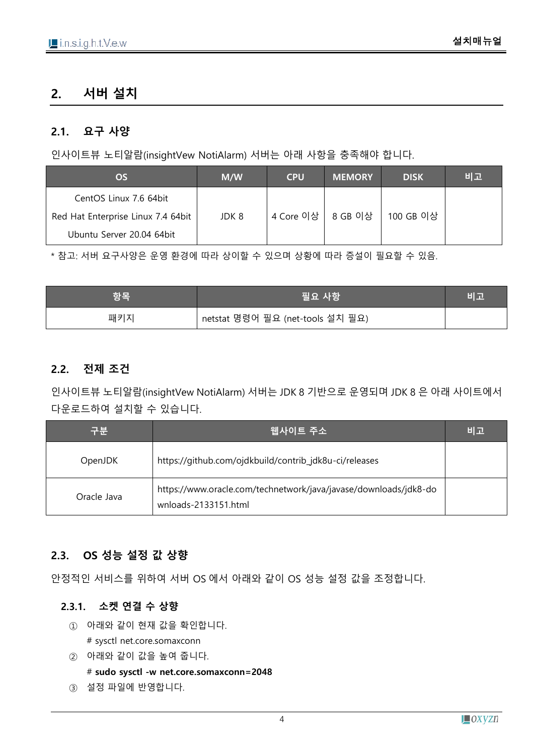## 2. 서버 설치

### 2.1. 요구 사양

인사이트뷰 노티알람(insightVew NotiAlarm) 서버는 아래 사항을 충족해야 합니다.

| OS | M/W | CPU | MEMORY | DISK | 비고 |
|---|---|---|---|---|---|
| CentOS Linux 7.6 64bit<br>Red Hat Enterprise Linux 7.4 64bit<br>Ubuntu Server 20.04 64bit | JDK 8 | 4 Core 이상 | 8 GB 이상 | 100 GB 이상 | |

* 참고: 서버 요구사양은 운영 환경에 따라 상이할 수 있으며 상황에 따라 증설이 필요할 수 있음.

| 항목 | 필요 사항 | 비고 |
|---|---|---|
| 패키지 | netstat 명령어 필요 (net-tools 설치 필요) | |

### 2.2. 전제 조건

인사이트뷰 노티알람(insightVew NotiAlarm) 서버는 JDK 8 기반으로 운영되며 JDK 8 은 아래 사이트에서 다운로드하여 설치할 수 있습니다.

| 구분 | 웹사이트 주소 | 비고 |
|---|---|---|
| OpenJDK | https://github.com/ojdkbuild/contrib_jdk8u-ci/releases | |
| Oracle Java | https://www.oracle.com/technetwork/java/javase/downloads/jdk8-downloads-2133151.html | |

### 2.3. OS 성능 설정 값 상향

안정적인 서비스를 위하여 서버 OS 에서 아래와 같이 OS 성능 설정 값을 조정합니다.

#### 2.3.1. 소켓 연결 수 상향

① 아래와 같이 현재 값을 확인합니다.

```
# sysctl net.core.somaxconn
```

② 아래와 같이 값을 높여 줍니다.

```
# sudo sysctl -w net.core.somaxconn=2048
```

③ 설정 파일에 반영합니다.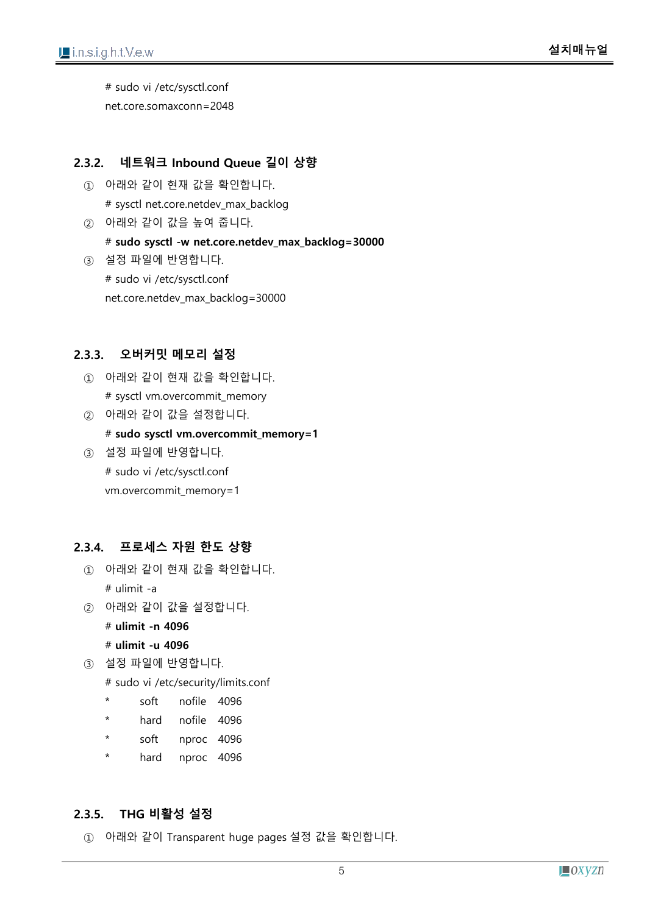# sudo vi /etc/sysctl.conf

net.core.somaxconn=2048

### 2.3.2. 네트워크 Inbound Queue 길이 상향

① 아래와 같이 현재 값을 확인합니다.

# sysctl net.core.netdev_max_backlog

② 아래와 같이 값을 높여 줍니다.

# **sudo sysctl -w net.core.netdev_max_backlog=30000**

③ 설정 파일에 반영합니다.

# sudo vi /etc/sysctl.conf

net.core.netdev_max_backlog=30000

### 2.3.3. 오버커밋 메모리 설정

① 아래와 같이 현재 값을 확인합니다.

# sysctl vm.overcommit_memory

② 아래와 같이 값을 설정합니다.

# **sudo sysctl vm.overcommit_memory=1**

③ 설정 파일에 반영합니다.

# sudo vi /etc/sysctl.conf

vm.overcommit_memory=1

### 2.3.4. 프로세스 자원 한도 상향

① 아래와 같이 현재 값을 확인합니다.

# ulimit -a

② 아래와 같이 값을 설정합니다.

# **ulimit -n 4096**

# **ulimit -u 4096**

③ 설정 파일에 반영합니다.

# sudo vi /etc/security/limits.conf

```
*     soft     nofile    4096
*     hard     nofile    4096
*     soft     nproc     4096
*     hard     nproc     4096
```

### 2.3.5. THG 비활성 설정

① 아래와 같이 Transparent huge pages 설정 값을 확인합니다.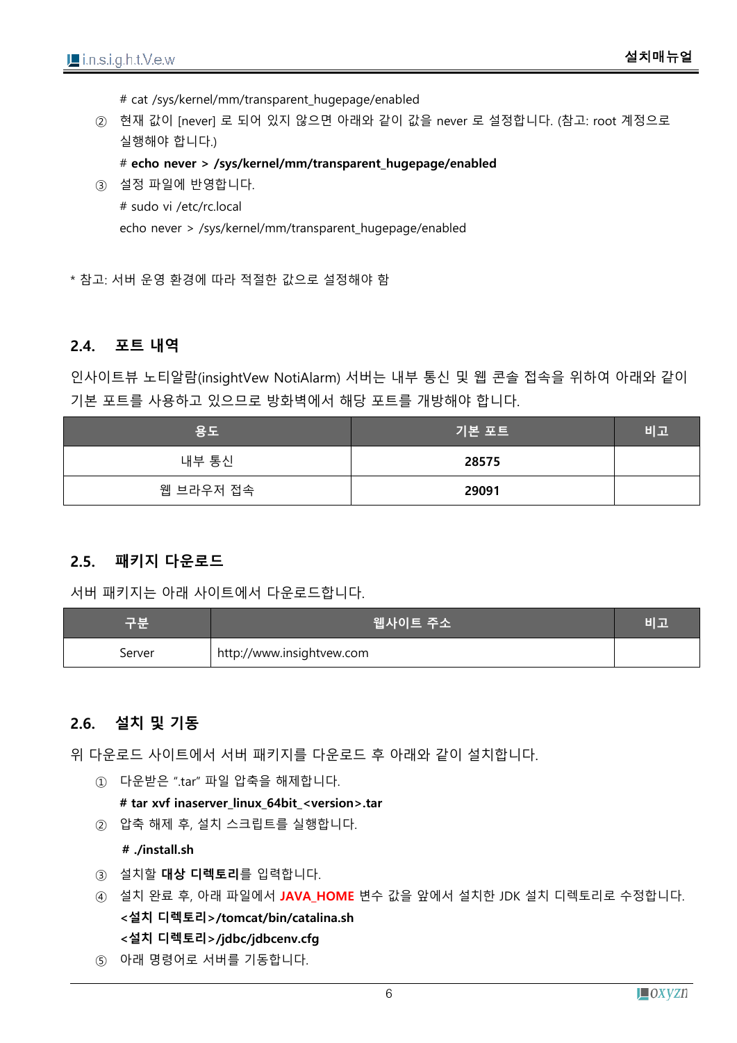# cat /sys/kernel/mm/transparent_hugepage/enabled

② 현재 값이 [never] 로 되어 있지 않으면 아래와 같이 값을 never 로 설정합니다. (참고: root 계정으로 실행해야 합니다.)

**# echo never > /sys/kernel/mm/transparent_hugepage/enabled**

③ 설정 파일에 반영합니다.

# sudo vi /etc/rc.local

echo never > /sys/kernel/mm/transparent_hugepage/enabled

* 참고: 서버 운영 환경에 따라 적절한 값으로 설정해야 함

## 2.4. 포트 내역

인사이트뷰 노티알람(insightVew NotiAlarm) 서버는 내부 통신 및 웹 콘솔 접속을 위하여 아래와 같이 기본 포트를 사용하고 있으므로 방화벽에서 해당 포트를 개방해야 합니다.

| 용도 | 기본 포트 | 비고 |
|---|---|---|
| 내부 통신 | **28575** | |
| 웹 브라우저 접속 | **29091** | |

## 2.5. 패키지 다운로드

서버 패키지는 아래 사이트에서 다운로드합니다.

| 구분 | 웹사이트 주소 | 비고 |
|---|---|---|
| Server | http://www.insightvew.com | |

## 2.6. 설치 및 기동

위 다운로드 사이트에서 서버 패키지를 다운로드 후 아래와 같이 설치합니다.

① 다운받은 ".tar" 파일 압축을 해제합니다.

**# tar xvf inaserver_linux_64bit_<version>.tar**

② 압축 해제 후, 설치 스크립트를 실행합니다.

**# ./install.sh**

③ 설치할 **대상 디렉토리**를 입력합니다.

④ 설치 완료 후, 아래 파일에서 **JAVA_HOME** 변수 값을 앞에서 설치한 JDK 설치 디렉토리로 수정합니다.

**<설치 디렉토리>/tomcat/bin/catalina.sh**

**<설치 디렉토리>/jdbc/jdbcenv.cfg**

⑤ 아래 명령어로 서버를 기동합니다.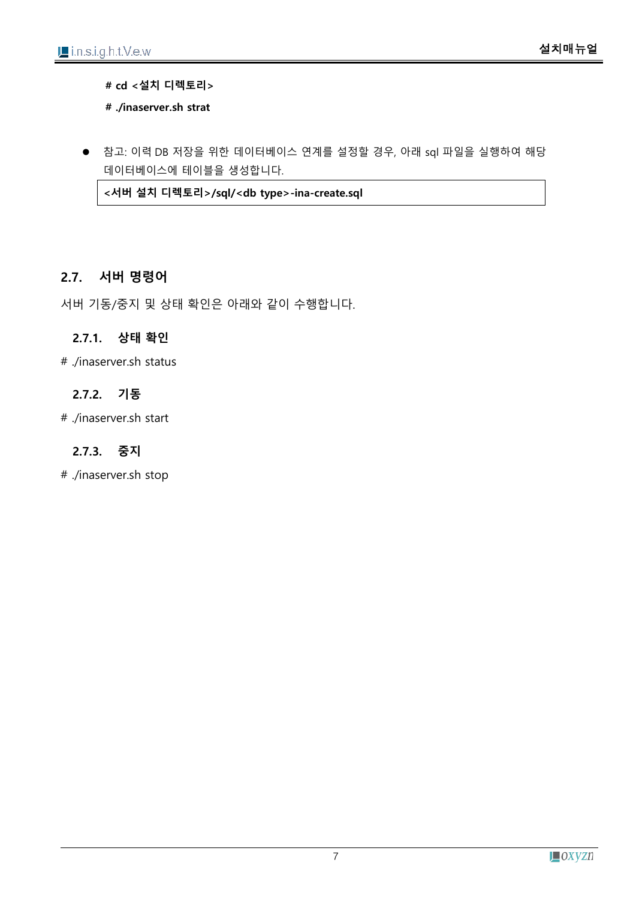**# cd <설치 디렉토리>**

**# ./inaserver.sh strat**

- 참고: 이력 DB 저장을 위한 데이터베이스 연계를 설정할 경우, 아래 sql 파일을 실행하여 해당 데이터베이스에 테이블을 생성합니다.

| **<서버 설치 디렉토리>/sql/<db type>-ina-create.sql** |
|---|

## 2.7. 서버 명령어

서버 기동/중지 및 상태 확인은 아래와 같이 수행합니다.

### 2.7.1. 상태 확인

# ./inaserver.sh status

### 2.7.2. 기동

# ./inaserver.sh start

### 2.7.3. 중지

# ./inaserver.sh stop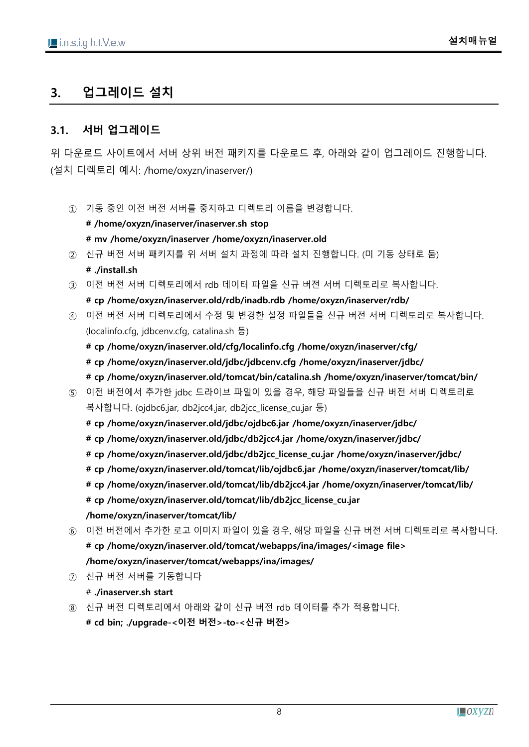# 3. 업그레이드 설치

## 3.1. 서버 업그레이드

위 다운로드 사이트에서 서버 상위 버전 패키지를 다운로드 후, 아래와 같이 업그레이드 진행합니다. (설치 디렉토리 예시: /home/oxyzn/inaserver/)

① 기동 중인 이전 버전 서버를 중지하고 디렉토리 이름을 변경합니다.

**# /home/oxyzn/inaserver/inaserver.sh stop**

**# mv /home/oxyzn/inaserver /home/oxyzn/inaserver.old**

② 신규 버전 서버 패키지를 위 서버 설치 과정에 따라 설치 진행합니다. (미 기동 상태로 둠)

**# ./install.sh**

③ 이전 버전 서버 디렉토리에서 rdb 데이터 파일을 신규 버전 서버 디렉토리로 복사합니다.

**# cp /home/oxyzn/inaserver.old/rdb/inadb.rdb /home/oxyzn/inaserver/rdb/**

④ 이전 버전 서버 디렉토리에서 수정 및 변경한 설정 파일들을 신규 버전 서버 디렉토리로 복사합니다. (localinfo.cfg, jdbcenv.cfg, catalina.sh 등)

**# cp /home/oxyzn/inaserver.old/cfg/localinfo.cfg /home/oxyzn/inaserver/cfg/**

**# cp /home/oxyzn/inaserver.old/jdbc/jdbcenv.cfg /home/oxyzn/inaserver/jdbc/**

**# cp /home/oxyzn/inaserver.old/tomcat/bin/catalina.sh /home/oxyzn/inaserver/tomcat/bin/**

⑤ 이전 버전에서 추가한 jdbc 드라이브 파일이 있을 경우, 해당 파일들을 신규 버전 서버 디렉토리로 복사합니다. (ojdbc6.jar, db2jcc4.jar, db2jcc_license_cu.jar 등)

**# cp /home/oxyzn/inaserver.old/jdbc/ojdbc6.jar /home/oxyzn/inaserver/jdbc/**

**# cp /home/oxyzn/inaserver.old/jdbc/db2jcc4.jar /home/oxyzn/inaserver/jdbc/**

**# cp /home/oxyzn/inaserver.old/jdbc/db2jcc_license_cu.jar /home/oxyzn/inaserver/jdbc/**

**# cp /home/oxyzn/inaserver.old/tomcat/lib/ojdbc6.jar /home/oxyzn/inaserver/tomcat/lib/**

**# cp /home/oxyzn/inaserver.old/tomcat/lib/db2jcc4.jar /home/oxyzn/inaserver/tomcat/lib/**

**# cp /home/oxyzn/inaserver.old/tomcat/lib/db2jcc_license_cu.jar /home/oxyzn/inaserver/tomcat/lib/**

⑥ 이전 버전에서 추가한 로고 이미지 파일이 있을 경우, 해당 파일을 신규 버전 서버 디렉토리로 복사합니다.

**# cp /home/oxyzn/inaserver.old/tomcat/webapps/ina/images/<image file> /home/oxyzn/inaserver/tomcat/webapps/ina/images/**

⑦ 신규 버전 서버를 기동합니다

\# **./inaserver.sh start**

⑧ 신규 버전 디렉토리에서 아래와 같이 신규 버전 rdb 데이터를 추가 적용합니다.

**# cd bin; ./upgrade-<이전 버전>-to-<신규 버전>**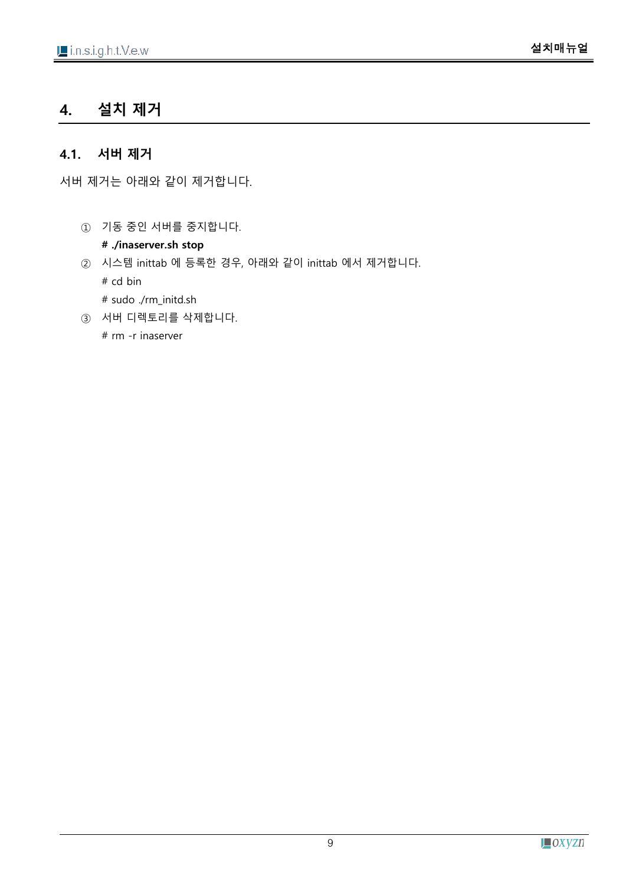# 4. 설치 제거

## 4.1. 서버 제거

서버 제거는 아래와 같이 제거합니다.

① 기동 중인 서버를 중지합니다.

**# ./inaserver.sh stop**

② 시스템 inittab 에 등록한 경우, 아래와 같이 inittab 에서 제거합니다.

# cd bin

# sudo ./rm_initd.sh

③ 서버 디렉토리를 삭제합니다.

# rm -r inaserver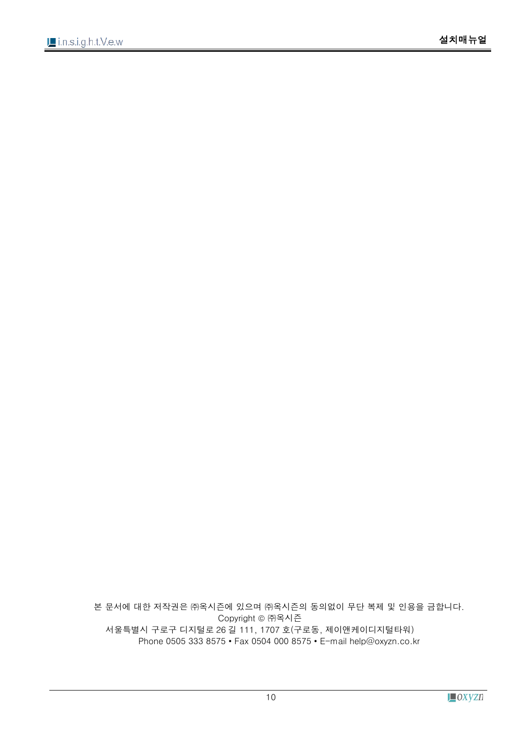본 문서에 대한 저작권은 ㈜옥시즌에 있으며 ㈜옥시즌의 동의없이 무단 복제 및 인용을 금합니다.
Copyright © ㈜옥시즌
서울특별시 구로구 디지털로 26 길 111, 1707 호(구로동, 제이앤케이디지털타워)
Phone 0505 333 8575 • Fax 0504 000 8575 • E-mail help@oxyzn.co.kr